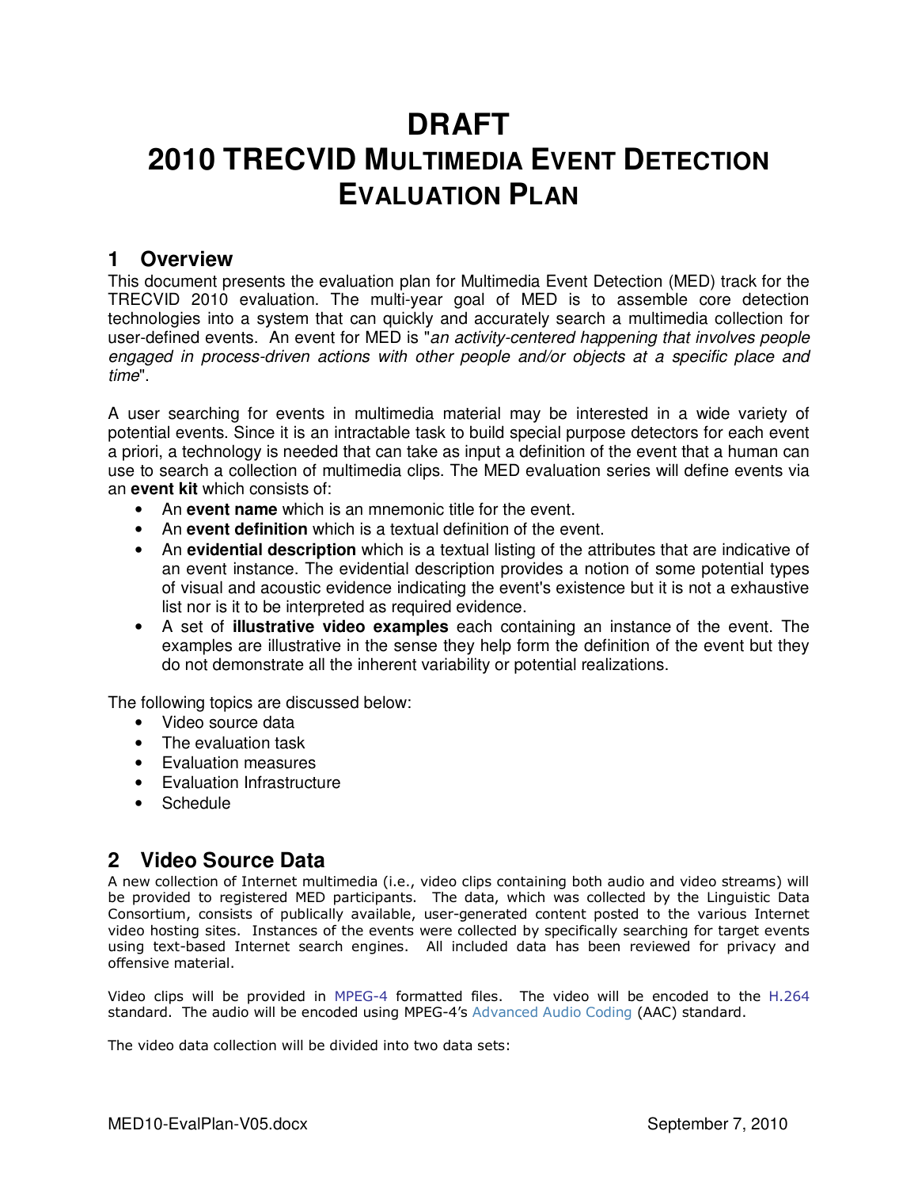# DRAFT
# 2010 TRECVID MULTIMEDIA EVENT DETECTION EVALUATION PLAN

## 1 Overview

This document presents the evaluation plan for Multimedia Event Detection (MED) track for the TRECVID 2010 evaluation. The multi-year goal of MED is to assemble core detection technologies into a system that can quickly and accurately search a multimedia collection for user-defined events. An event for MED is "*an activity-centered happening that involves people engaged in process-driven actions with other people and/or objects at a specific place and time*".

A user searching for events in multimedia material may be interested in a wide variety of potential events. Since it is an intractable task to build special purpose detectors for each event a priori, a technology is needed that can take as input a definition of the event that a human can use to search a collection of multimedia clips. The MED evaluation series will define events via an **event kit** which consists of:

- An **event name** which is an mnemonic title for the event.
- An **event definition** which is a textual definition of the event.
- An **evidential description** which is a textual listing of the attributes that are indicative of an event instance. The evidential description provides a notion of some potential types of visual and acoustic evidence indicating the event's existence but it is not a exhaustive list nor is it to be interpreted as required evidence.
- A set of **illustrative video examples** each containing an instance of the event. The examples are illustrative in the sense they help form the definition of the event but they do not demonstrate all the inherent variability or potential realizations.

The following topics are discussed below:

- Video source data
- The evaluation task
- Evaluation measures
- Evaluation Infrastructure
- Schedule

## 2 Video Source Data

A new collection of Internet multimedia (i.e., video clips containing both audio and video streams) will be provided to registered MED participants. The data, which was collected by the Linguistic Data Consortium, consists of publically available, user-generated content posted to the various Internet video hosting sites. Instances of the events were collected by specifically searching for target events using text-based Internet search engines. All included data has been reviewed for privacy and offensive material.

Video clips will be provided in MPEG-4 formatted files. The video will be encoded to the H.264 standard. The audio will be encoded using MPEG-4's Advanced Audio Coding (AAC) standard.

The video data collection will be divided into two data sets: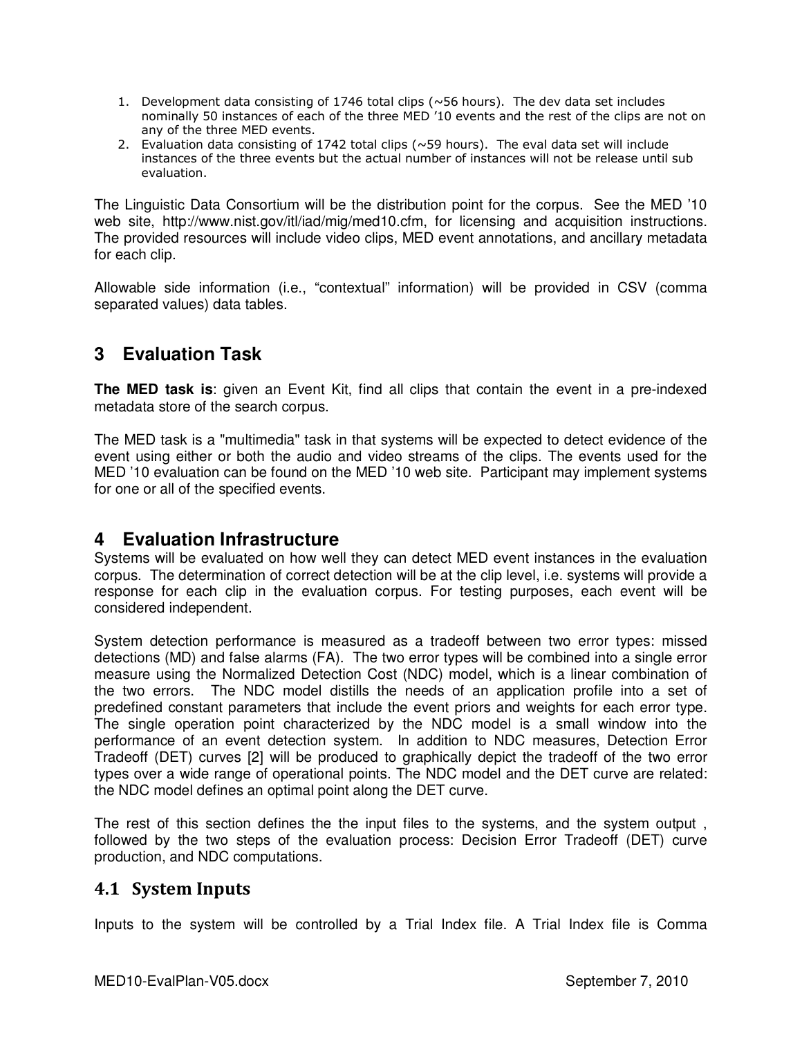1. Development data consisting of 1746 total clips (~56 hours). The dev data set includes nominally 50 instances of each of the three MED '10 events and the rest of the clips are not on any of the three MED events.
2. Evaluation data consisting of 1742 total clips (~59 hours). The eval data set will include instances of the three events but the actual number of instances will not be release until sub evaluation.

The Linguistic Data Consortium will be the distribution point for the corpus. See the MED '10 web site, http://www.nist.gov/itl/iad/mig/med10.cfm, for licensing and acquisition instructions. The provided resources will include video clips, MED event annotations, and ancillary metadata for each clip.

Allowable side information (i.e., "contextual" information) will be provided in CSV (comma separated values) data tables.

# 3 Evaluation Task

**The MED task is**: given an Event Kit, find all clips that contain the event in a pre-indexed metadata store of the search corpus.

The MED task is a "multimedia" task in that systems will be expected to detect evidence of the event using either or both the audio and video streams of the clips. The events used for the MED '10 evaluation can be found on the MED '10 web site. Participant may implement systems for one or all of the specified events.

# 4 Evaluation Infrastructure

Systems will be evaluated on how well they can detect MED event instances in the evaluation corpus. The determination of correct detection will be at the clip level, i.e. systems will provide a response for each clip in the evaluation corpus. For testing purposes, each event will be considered independent.

System detection performance is measured as a tradeoff between two error types: missed detections (MD) and false alarms (FA). The two error types will be combined into a single error measure using the Normalized Detection Cost (NDC) model, which is a linear combination of the two errors. The NDC model distills the needs of an application profile into a set of predefined constant parameters that include the event priors and weights for each error type. The single operation point characterized by the NDC model is a small window into the performance of an event detection system. In addition to NDC measures, Detection Error Tradeoff (DET) curves [2] will be produced to graphically depict the tradeoff of the two error types over a wide range of operational points. The NDC model and the DET curve are related: the NDC model defines an optimal point along the DET curve.

The rest of this section defines the the input files to the systems, and the system output , followed by the two steps of the evaluation process: Decision Error Tradeoff (DET) curve production, and NDC computations.

## 4.1 System Inputs

Inputs to the system will be controlled by a Trial Index file. A Trial Index file is Comma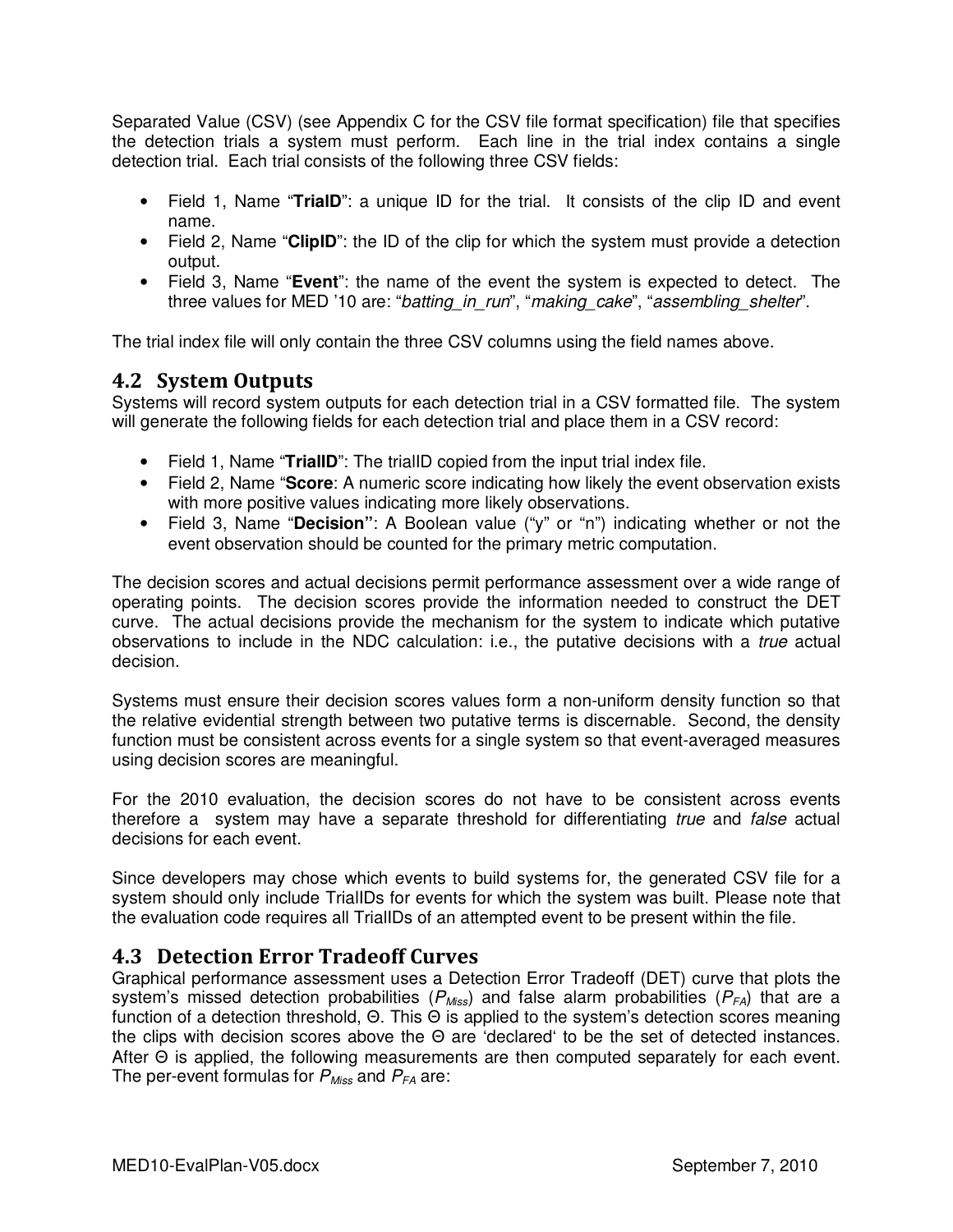Separated Value (CSV) (see Appendix C for the CSV file format specification) file that specifies the detection trials a system must perform. Each line in the trial index contains a single detection trial. Each trial consists of the following three CSV fields:

- Field 1, Name "**TrialD**": a unique ID for the trial. It consists of the clip ID and event name.
- Field 2, Name "**ClipID**": the ID of the clip for which the system must provide a detection output.
- Field 3, Name "**Event**": the name of the event the system is expected to detect. The three values for MED '10 are: "*batting_in_run*", "*making_cake*", "*assembling_shelter*".

The trial index file will only contain the three CSV columns using the field names above.

## 4.2 System Outputs

Systems will record system outputs for each detection trial in a CSV formatted file. The system will generate the following fields for each detection trial and place them in a CSV record:

- Field 1, Name "**TrialID**": The trialID copied from the input trial index file.
- Field 2, Name "**Score**: A numeric score indicating how likely the event observation exists with more positive values indicating more likely observations.
- Field 3, Name "**Decision**": A Boolean value ("y" or "n") indicating whether or not the event observation should be counted for the primary metric computation.

The decision scores and actual decisions permit performance assessment over a wide range of operating points. The decision scores provide the information needed to construct the DET curve. The actual decisions provide the mechanism for the system to indicate which putative observations to include in the NDC calculation: i.e., the putative decisions with a *true* actual decision.

Systems must ensure their decision scores values form a non-uniform density function so that the relative evidential strength between two putative terms is discernable. Second, the density function must be consistent across events for a single system so that event-averaged measures using decision scores are meaningful.

For the 2010 evaluation, the decision scores do not have to be consistent across events therefore a system may have a separate threshold for differentiating *true* and *false* actual decisions for each event.

Since developers may chose which events to build systems for, the generated CSV file for a system should only include TrialIDs for events for which the system was built. Please note that the evaluation code requires all TrialIDs of an attempted event to be present within the file.

## 4.3 Detection Error Tradeoff Curves

Graphical performance assessment uses a Detection Error Tradeoff (DET) curve that plots the system's missed detection probabilities ($P_{Miss}$) and false alarm probabilities ($P_{FA}$) that are a function of a detection threshold, Θ. This Θ is applied to the system's detection scores meaning the clips with decision scores above the Θ are 'declared' to be the set of detected instances. After Θ is applied, the following measurements are then computed separately for each event. The per-event formulas for $P_{Miss}$ and $P_{FA}$ are: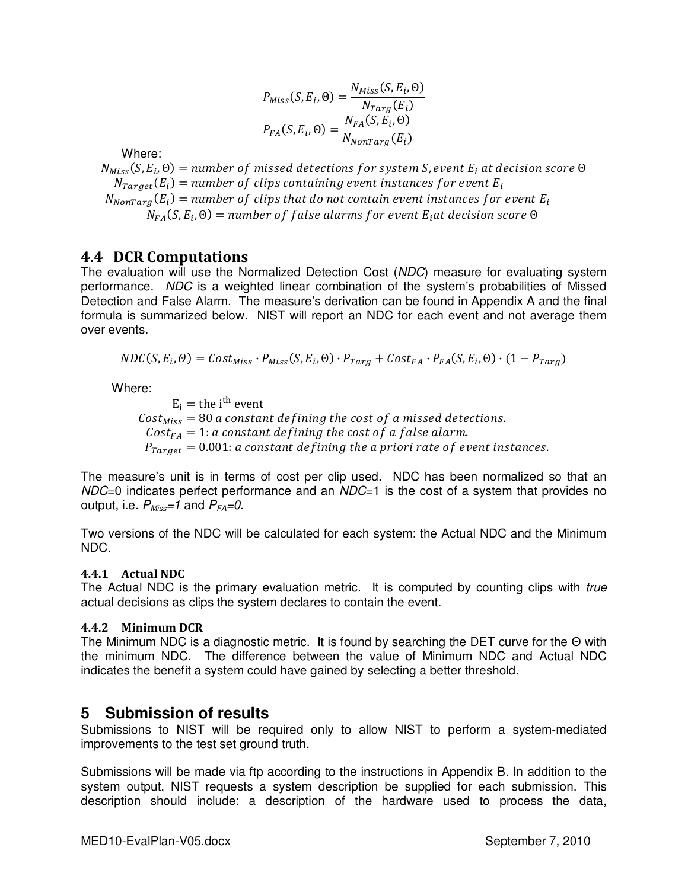$$P_{Miss}(S, E_i, \Theta) = \frac{N_{Miss}(S, E_i, \Theta)}{N_{Targ}(E_i)}$$

$$P_{FA}(S, E_i, \Theta) = \frac{N_{FA}(S, E_i, \Theta)}{N_{NonTarg}(E_i)}$$

Where:

$$N_{Miss}(S, E_i, \Theta) = number\ of\ missed\ detections\ for\ system\ S, event\ E_i\ at\ decision\ score\ \Theta$$
$$N_{Target}(E_i) = number\ of\ clips\ containing\ event\ instances\ for\ event\ E_i$$
$$N_{NonTarg}(E_i) = number\ of\ clips\ that\ do\ not\ contain\ event\ instances\ for\ event\ E_i$$
$$N_{FA}(S, E_i, \Theta) = number\ of\ false\ alarms\ for\ event\ E_i at\ decision\ score\ \Theta$$

## 4.4 DCR Computations

The evaluation will use the Normalized Detection Cost (*NDC*) measure for evaluating system performance. *NDC* is a weighted linear combination of the system's probabilities of Missed Detection and False Alarm. The measure's derivation can be found in Appendix A and the final formula is summarized below. NIST will report an NDC for each event and not average them over events.

$$NDC(S, E_i, \Theta) = Cost_{Miss} \cdot P_{Miss}(S, E_i, \Theta) \cdot P_{Targ} + Cost_{FA} \cdot P_{FA}(S, E_i, \Theta) \cdot (1 - P_{Targ})$$

Where:

$$\mathrm{E_i} = \text{the i}^{\text{th}} \text{ event}$$
$$Cost_{Miss} = 80\ a\ constant\ defining\ the\ cost\ of\ a\ missed\ detections.$$
$$Cost_{FA} = 1: a\ constant\ defining\ the\ cost\ of\ a\ false\ alarm.$$
$$P_{Target} = 0.001: a\ constant\ defining\ the\ a\ priori\ rate\ of\ event\ instances.$$

The measure's unit is in terms of cost per clip used. NDC has been normalized so that an *NDC*=0 indicates perfect performance and an *NDC*=1 is the cost of a system that provides no output, i.e. $P_{Miss}=1$ and $P_{FA}=0$.

Two versions of the NDC will be calculated for each system: the Actual NDC and the Minimum NDC.

### 4.4.1 Actual NDC

The Actual NDC is the primary evaluation metric. It is computed by counting clips with *true* actual decisions as clips the system declares to contain the event.

### 4.4.2 Minimum DCR

The Minimum NDC is a diagnostic metric. It is found by searching the DET curve for the Θ with the minimum NDC. The difference between the value of Minimum NDC and Actual NDC indicates the benefit a system could have gained by selecting a better threshold.

# 5 Submission of results

Submissions to NIST will be required only to allow NIST to perform a system-mediated improvements to the test set ground truth.

Submissions will be made via ftp according to the instructions in Appendix B. In addition to the system output, NIST requests a system description be supplied for each submission. This description should include: a description of the hardware used to process the data,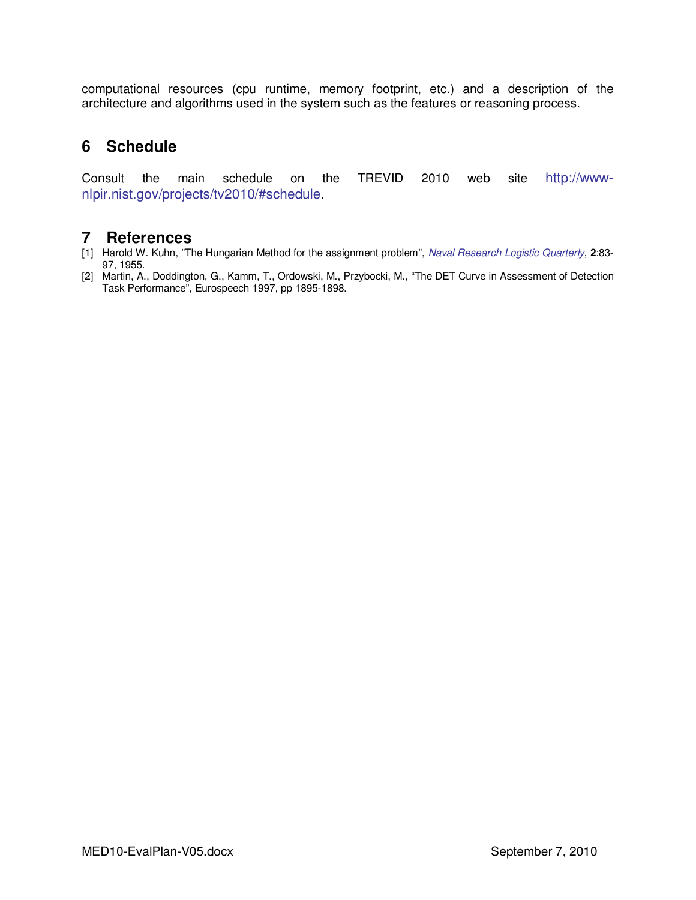computational resources (cpu runtime, memory footprint, etc.) and a description of the architecture and algorithms used in the system such as the features or reasoning process.

# 6 Schedule

Consult the main schedule on the TREVID 2010 web site http://www-nlpir.nist.gov/projects/tv2010/#schedule.

# 7 References

[1] Harold W. Kuhn, "The Hungarian Method for the assignment problem", *Naval Research Logistic Quarterly*, **2**:83-97, 1955.

[2] Martin, A., Doddington, G., Kamm, T., Ordowski, M., Przybocki, M., “The DET Curve in Assessment of Detection Task Performance”, Eurospeech 1997, pp 1895-1898.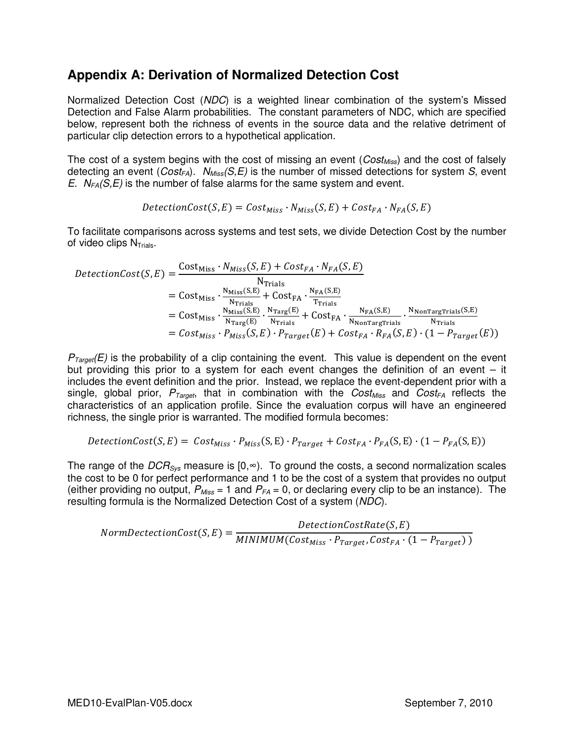## Appendix A: Derivation of Normalized Detection Cost

Normalized Detection Cost (*NDC*) is a weighted linear combination of the system's Missed Detection and False Alarm probabilities. The constant parameters of NDC, which are specified below, represent both the richness of events in the source data and the relative detriment of particular clip detection errors to a hypothetical application.

The cost of a system begins with the cost of missing an event ($Cost_{Miss}$) and the cost of falsely detecting an event ($Cost_{FA}$). $N_{Miss}(S,E)$ is the number of missed detections for system $S$, event $E$. $N_{FA}(S,E)$ is the number of false alarms for the same system and event.

$$DetectionCost(S,E) = Cost_{Miss} \cdot N_{Miss}(S,E) + Cost_{FA} \cdot N_{FA}(S,E)$$

To facilitate comparisons across systems and test sets, we divide Detection Cost by the number of video clips $N_{Trials}$.

$$\begin{aligned}
DetectionCost(S,E) &= \frac{\mathrm{Cost_{Miss}} \cdot N_{Miss}(S,E) + Cost_{FA} \cdot N_{FA}(S,E)}{\mathrm{N_{Trials}}} \\
&= \mathrm{Cost_{Miss}} \cdot \frac{\mathrm{N_{Miss}(S,E)}}{\mathrm{N_{Trials}}} + \mathrm{Cost_{FA}} \cdot \frac{\mathrm{N_{FA}(S,E)}}{\mathrm{T_{Trials}}} \\
&= \mathrm{Cost_{Miss}} \cdot \frac{\mathrm{N_{Miss}(S,E)}}{\mathrm{N_{Targ}(E)}} \cdot \frac{\mathrm{N_{Targ}(E)}}{\mathrm{N_{Trials}}} + \mathrm{Cost_{FA}} \cdot \frac{\mathrm{N_{FA}(S,E)}}{\mathrm{N_{NonTargTrials}}} \cdot \frac{\mathrm{N_{NonTargTrials}(S,E)}}{\mathrm{N_{Trials}}} \\
&= Cost_{Miss} \cdot P_{Miss}(S,E) \cdot P_{Target}(E) + Cost_{FA} \cdot R_{FA}(S,E) \cdot (1 - P_{Target}(E))
\end{aligned}$$

$P_{Target}(E)$ is the probability of a clip containing the event. This value is dependent on the event but providing this prior to a system for each event changes the definition of an event – it includes the event definition and the prior. Instead, we replace the event-dependent prior with a single, global prior, $P_{Target}$, that in combination with the $Cost_{Miss}$ and $Cost_{FA}$ reflects the characteristics of an application profile. Since the evaluation corpus will have an engineered richness, the single prior is warranted. The modified formula becomes:

$$DetectionCost(S,E) = Cost_{Miss} \cdot P_{Miss}(\mathrm{S,E}) \cdot P_{Target} + Cost_{FA} \cdot P_{FA}(\mathrm{S,E}) \cdot (1 - P_{FA}(\mathrm{S,E}))$$

The range of the $DCR_{Sys}$ measure is $[0,\infty)$. To ground the costs, a second normalization scales the cost to be 0 for perfect performance and 1 to be the cost of a system that provides no output (either providing no output, $P_{Miss} = 1$ and $P_{FA} = 0$, or declaring every clip to be an instance). The resulting formula is the Normalized Detection Cost of a system (*NDC*).

$$NormDectectionCost(S,E) = \frac{DetectionCostRate(S,E)}{MINIMUM(Cost_{Miss} \cdot P_{Target}, Cost_{FA} \cdot (1 - P_{Target}))}$$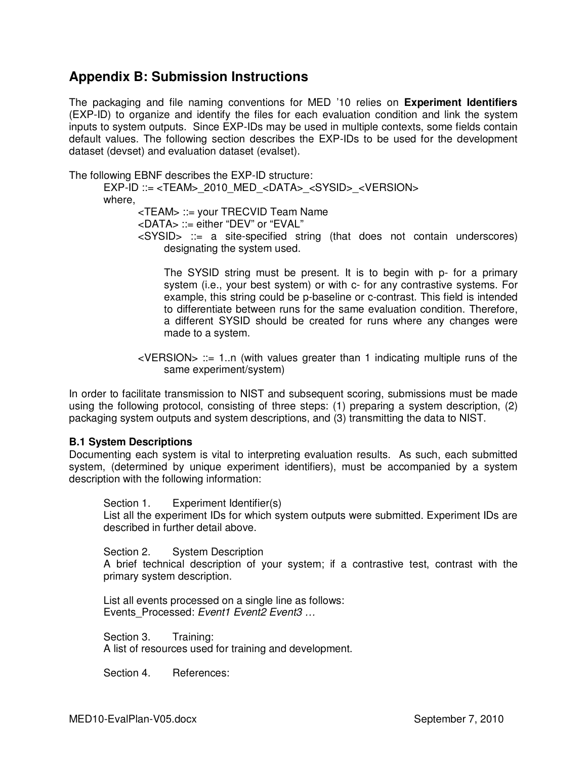## Appendix B: Submission Instructions

The packaging and file naming conventions for MED '10 relies on **Experiment Identifiers** (EXP-ID) to organize and identify the files for each evaluation condition and link the system inputs to system outputs. Since EXP-IDs may be used in multiple contexts, some fields contain default values. The following section describes the EXP-IDs to be used for the development dataset (devset) and evaluation dataset (evalset).

The following EBNF describes the EXP-ID structure:

EXP-ID ::= <TEAM>_2010_MED_<DATA>_<SYSID>_<VERSION>

where,

<TEAM> ::= your TRECVID Team Name

<DATA> ::= either "DEV" or "EVAL"

<SYSID> ::= a site-specified string (that does not contain underscores) designating the system used.

The SYSID string must be present. It is to begin with p- for a primary system (i.e., your best system) or with c- for any contrastive systems. For example, this string could be p-baseline or c-contrast. This field is intended to differentiate between runs for the same evaluation condition. Therefore, a different SYSID should be created for runs where any changes were made to a system.

<VERSION> ::= 1..n (with values greater than 1 indicating multiple runs of the same experiment/system)

In order to facilitate transmission to NIST and subsequent scoring, submissions must be made using the following protocol, consisting of three steps: (1) preparing a system description, (2) packaging system outputs and system descriptions, and (3) transmitting the data to NIST.

### B.1 System Descriptions

Documenting each system is vital to interpreting evaluation results. As such, each submitted system, (determined by unique experiment identifiers), must be accompanied by a system description with the following information:

Section 1. Experiment Identifier(s)

List all the experiment IDs for which system outputs were submitted. Experiment IDs are described in further detail above.

Section 2. System Description

A brief technical description of your system; if a contrastive test, contrast with the primary system description.

List all events processed on a single line as follows:

Events_Processed: *Event1 Event2 Event3 …*

Section 3. Training:

A list of resources used for training and development.

Section 4. References: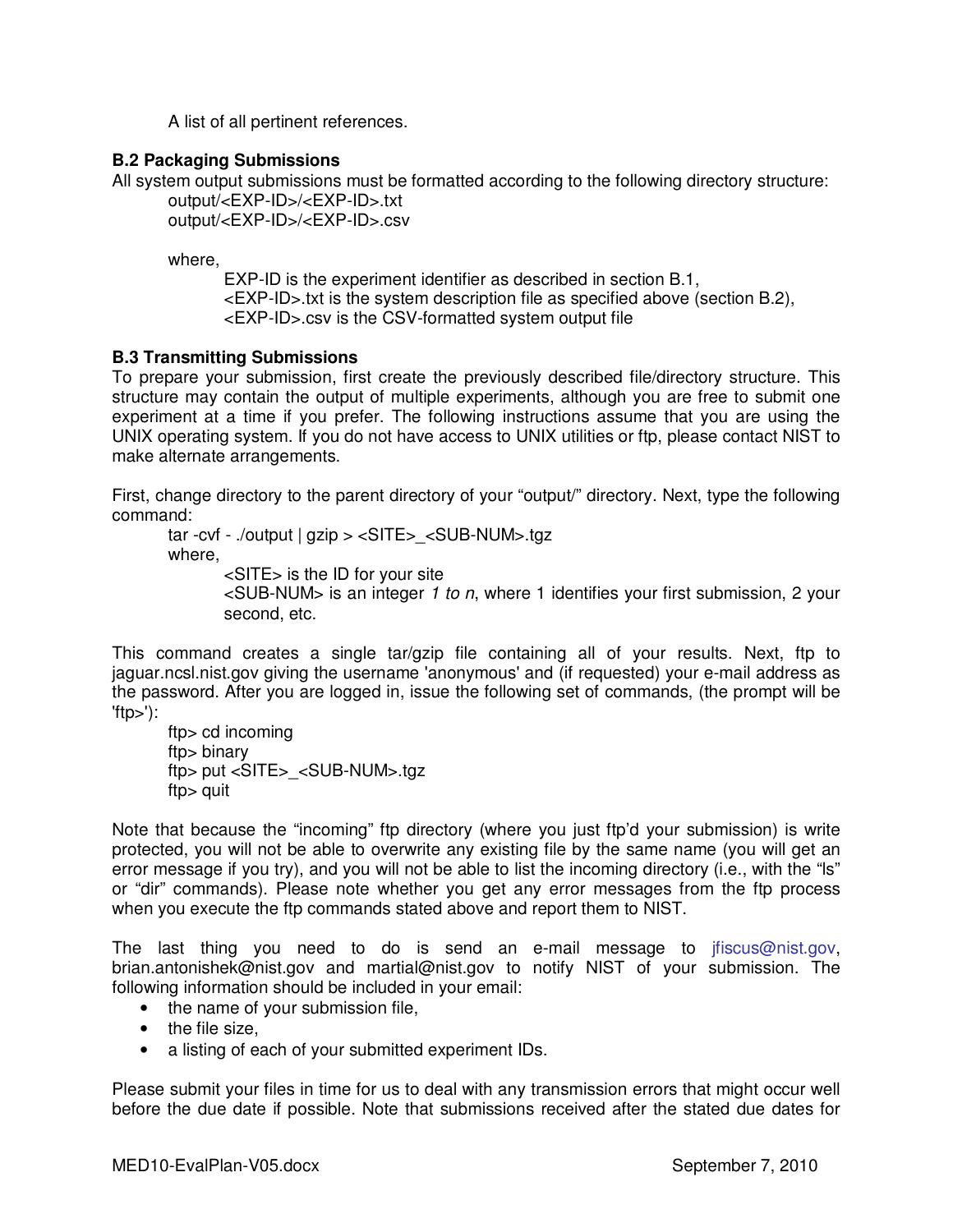A list of all pertinent references.

### B.2 Packaging Submissions

All system output submissions must be formatted according to the following directory structure:

output/<EXP-ID>/<EXP-ID>.txt
output/<EXP-ID>/<EXP-ID>.csv

where,

EXP-ID is the experiment identifier as described in section B.1,
<EXP-ID>.txt is the system description file as specified above (section B.2),
<EXP-ID>.csv is the CSV-formatted system output file

### B.3 Transmitting Submissions

To prepare your submission, first create the previously described file/directory structure. This structure may contain the output of multiple experiments, although you are free to submit one experiment at a time if you prefer. The following instructions assume that you are using the UNIX operating system. If you do not have access to UNIX utilities or ftp, please contact NIST to make alternate arrangements.

First, change directory to the parent directory of your "output/" directory. Next, type the following command:

```
tar -cvf - ./output | gzip > <SITE>_<SUB-NUM>.tgz
```

where,

<SITE> is the ID for your site
<SUB-NUM> is an integer *1 to n*, where 1 identifies your first submission, 2 your second, etc.

This command creates a single tar/gzip file containing all of your results. Next, ftp to jaguar.ncsl.nist.gov giving the username 'anonymous' and (if requested) your e-mail address as the password. After you are logged in, issue the following set of commands, (the prompt will be 'ftp>'):

```
ftp> cd incoming
ftp> binary
ftp> put <SITE>_<SUB-NUM>.tgz
ftp> quit
```

Note that because the "incoming" ftp directory (where you just ftp'd your submission) is write protected, you will not be able to overwrite any existing file by the same name (you will get an error message if you try), and you will not be able to list the incoming directory (i.e., with the "ls" or "dir" commands). Please note whether you get any error messages from the ftp process when you execute the ftp commands stated above and report them to NIST.

The last thing you need to do is send an e-mail message to jfiscus@nist.gov, brian.antonishek@nist.gov and martial@nist.gov to notify NIST of your submission. The following information should be included in your email:

- the name of your submission file,
- the file size,
- a listing of each of your submitted experiment IDs.

Please submit your files in time for us to deal with any transmission errors that might occur well before the due date if possible. Note that submissions received after the stated due dates for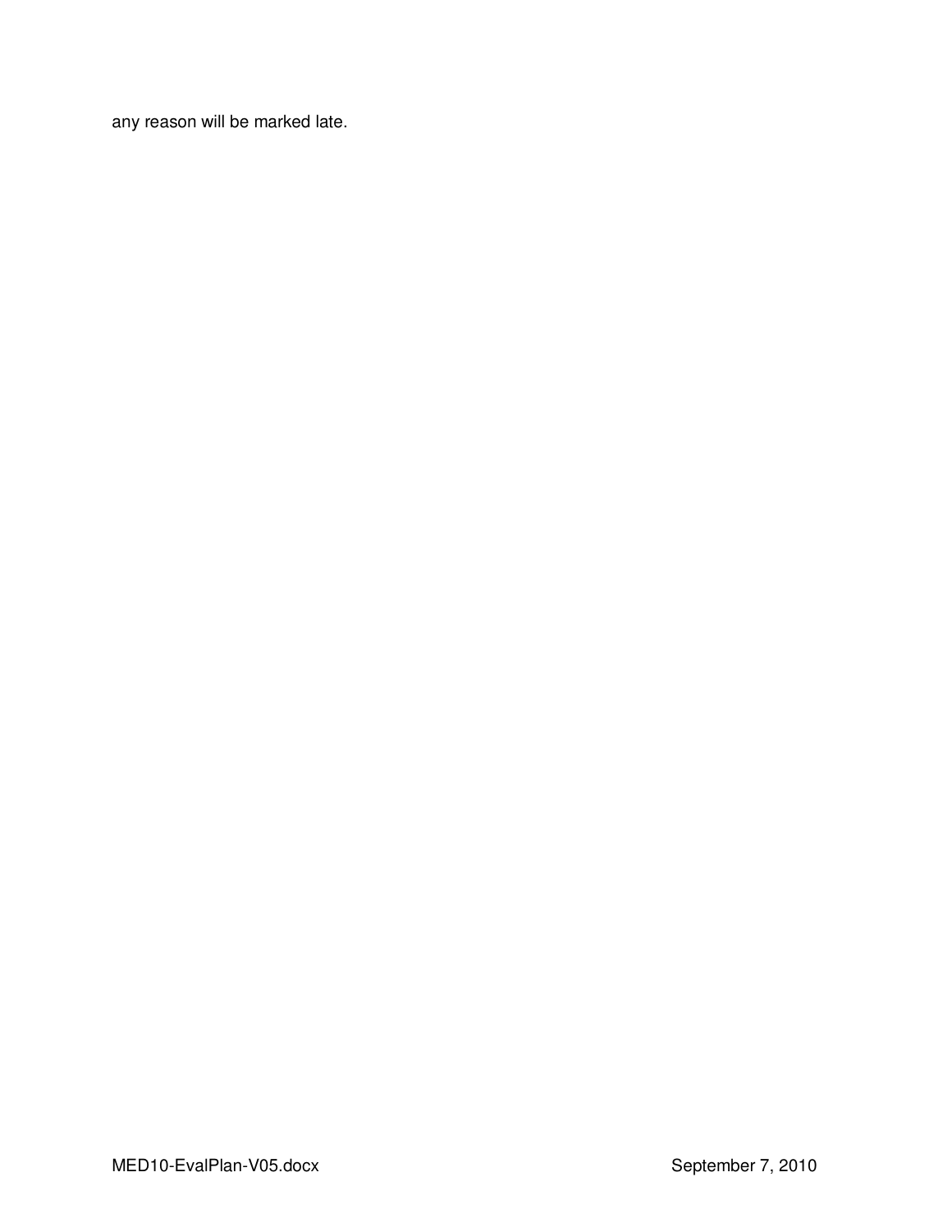any reason will be marked late.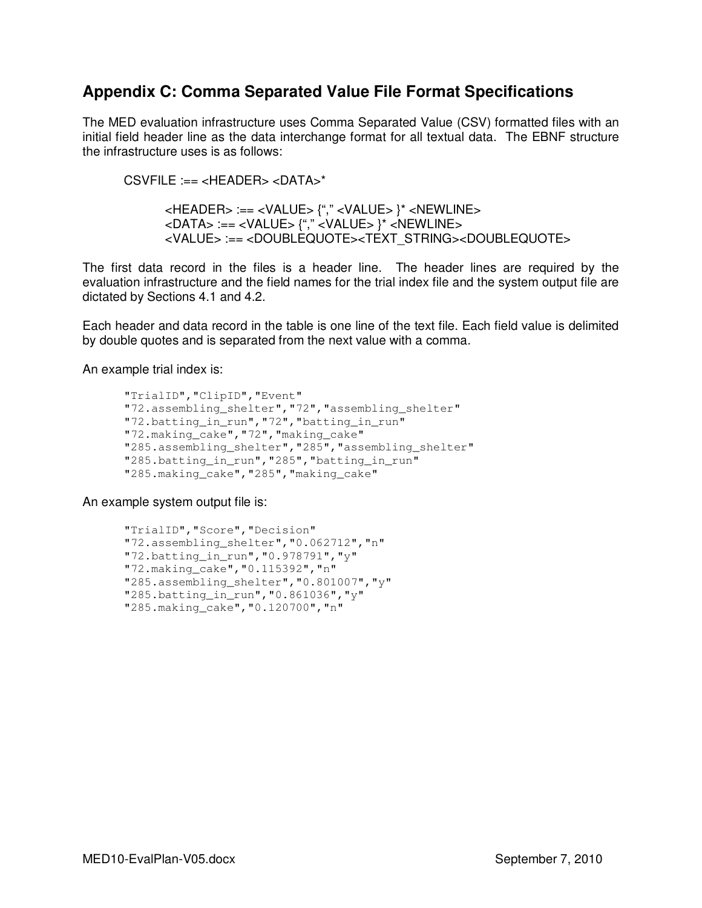## Appendix C: Comma Separated Value File Format Specifications

The MED evaluation infrastructure uses Comma Separated Value (CSV) formatted files with an initial field header line as the data interchange format for all textual data. The EBNF structure the infrastructure uses is as follows:

```
CSVFILE :== <HEADER> <DATA>*

    <HEADER> :== <VALUE> {"," <VALUE> }* <NEWLINE>
    <DATA> :== <VALUE> {"," <VALUE> }* <NEWLINE>
    <VALUE> :== <DOUBLEQUOTE><TEXT_STRING><DOUBLEQUOTE>
```

The first data record in the files is a header line. The header lines are required by the evaluation infrastructure and the field names for the trial index file and the system output file are dictated by Sections 4.1 and 4.2.

Each header and data record in the table is one line of the text file. Each field value is delimited by double quotes and is separated from the next value with a comma.

An example trial index is:

```
"TrialID","ClipID","Event"
"72.assembling_shelter","72","assembling_shelter"
"72.batting_in_run","72","batting_in_run"
"72.making_cake","72","making_cake"
"285.assembling_shelter","285","assembling_shelter"
"285.batting_in_run","285","batting_in_run"
"285.making_cake","285","making_cake"
```

An example system output file is:

```
"TrialID","Score","Decision"
"72.assembling_shelter","0.062712","n"
"72.batting_in_run","0.978791","y"
"72.making_cake","0.115392","n"
"285.assembling_shelter","0.801007","y"
"285.batting_in_run","0.861036","y"
"285.making_cake","0.120700","n"
```